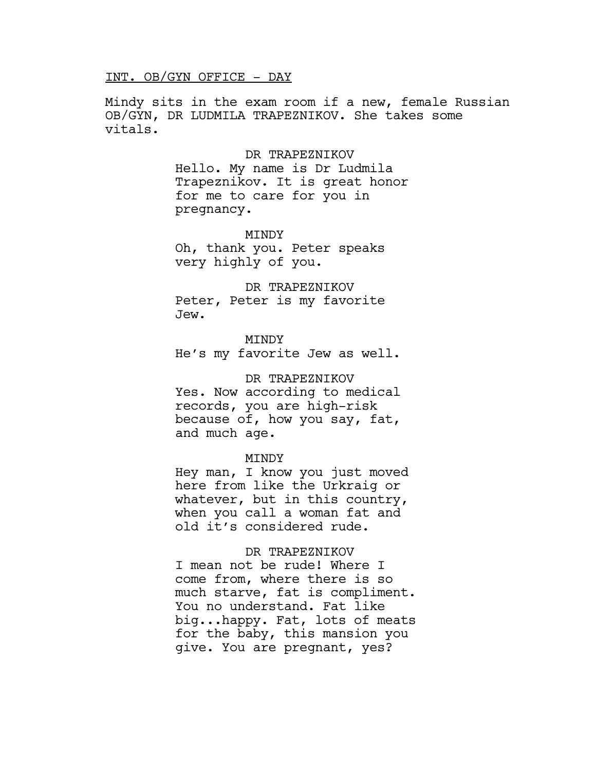INT. OB/GYN OFFICE - DAY

Mindy sits in the exam room if a new, female Russian OB/GYN, DR LUDMILA TRAPEZNIKOV. She takes some vitals.

DR TRAPEZNIKOV
Hello. My name is Dr Ludmila Trapeznikov. It is great honor for me to care for you in pregnancy.

MINDY
Oh, thank you. Peter speaks very highly of you.

DR TRAPEZNIKOV
Peter, Peter is my favorite Jew.

MINDY
He's my favorite Jew as well.

DR TRAPEZNIKOV
Yes. Now according to medical records, you are high-risk because of, how you say, fat, and much age.

MINDY
Hey man, I know you just moved here from like the Urkraig or whatever, but in this country, when you call a woman fat and old it's considered rude.

DR TRAPEZNIKOV
I mean not be rude! Where I come from, where there is so much starve, fat is compliment. You no understand. Fat like big...happy. Fat, lots of meats for the baby, this mansion you give. You are pregnant, yes?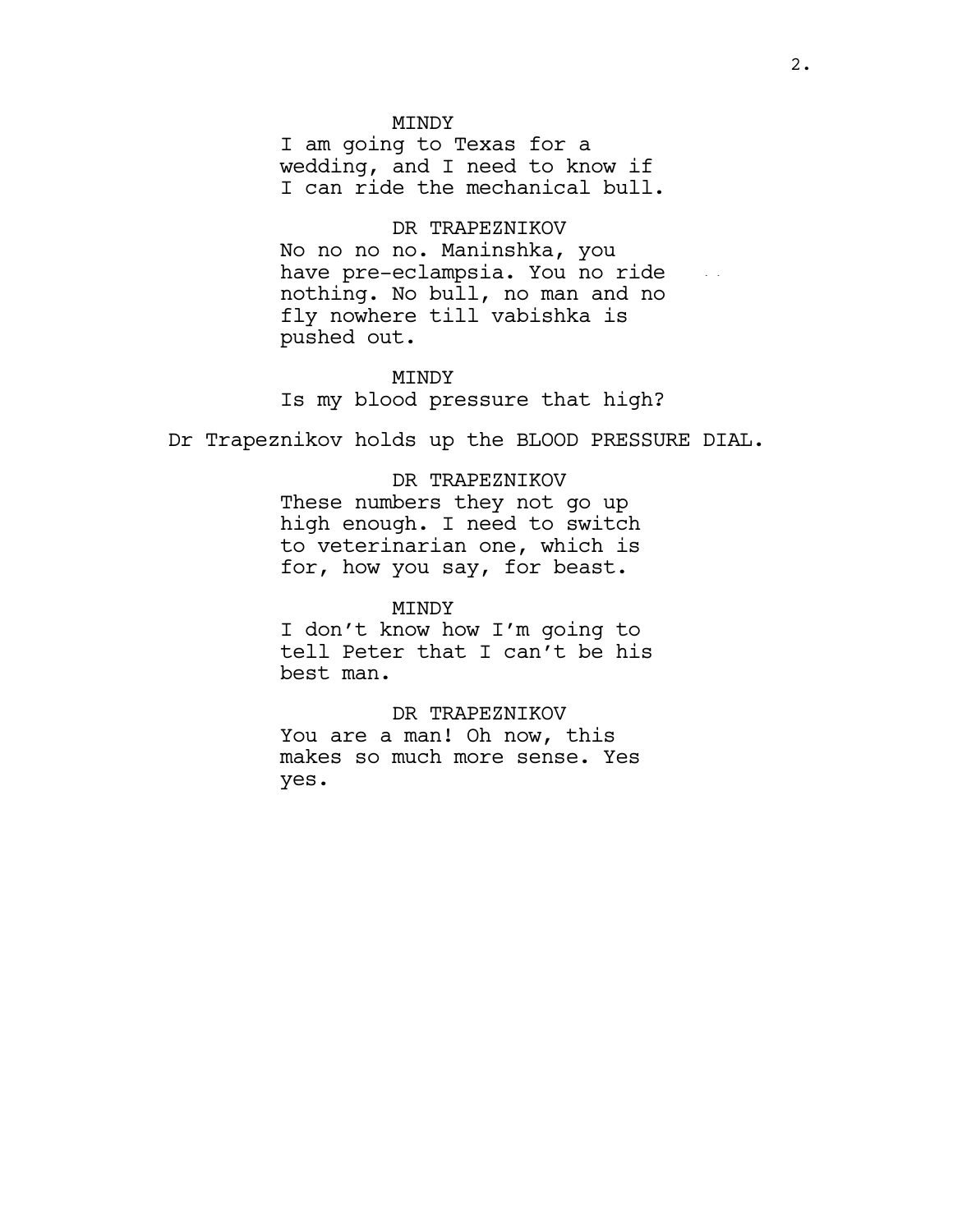MINDY

I am going to Texas for a wedding, and I need to know if I can ride the mechanical bull.

DR TRAPEZNIKOV

No no no no. Maninshka, you have pre-eclampsia. You no ride nothing. No bull, no man and no fly nowhere till vabishka is pushed out.

MINDY

Is my blood pressure that high?

Dr Trapeznikov holds up the BLOOD PRESSURE DIAL.

DR TRAPEZNIKOV

These numbers they not go up high enough. I need to switch to veterinarian one, which is for, how you say, for beast.

MINDY

I don't know how I'm going to tell Peter that I can't be his best man.

DR TRAPEZNIKOV

You are a man! Oh now, this makes so much more sense. Yes yes.